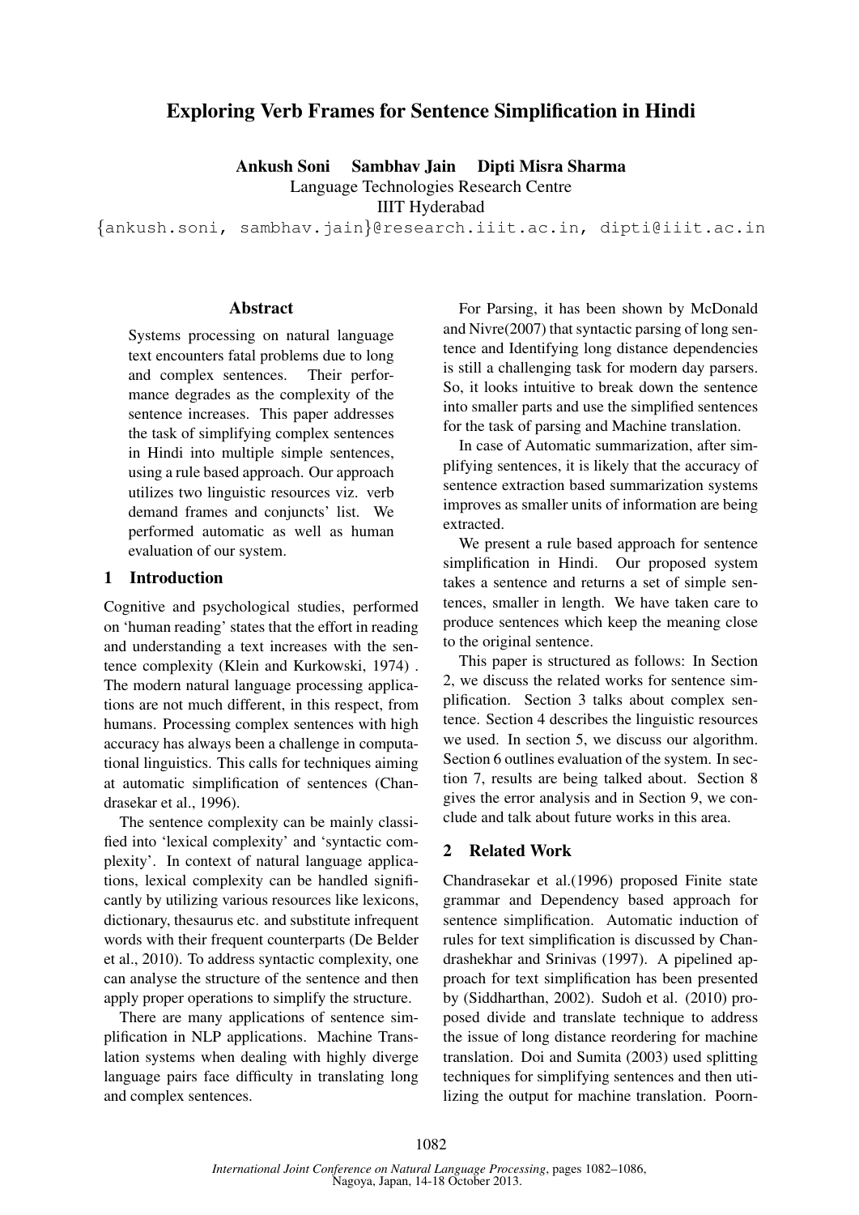# Exploring Verb Frames for Sentence Simplification in Hindi

**Ankush Soni  Sambhav Jain  Dipti Misra Sharma**

Language Technologies Research Centre

IIIT Hyderabad

{ankush.soni, sambhav.jain}@research.iiit.ac.in, dipti@iiit.ac.in

## Abstract

Systems processing on natural language text encounters fatal problems due to long and complex sentences. Their performance degrades as the complexity of the sentence increases. This paper addresses the task of simplifying complex sentences in Hindi into multiple simple sentences, using a rule based approach. Our approach utilizes two linguistic resources viz. verb demand frames and conjuncts' list. We performed automatic as well as human evaluation of our system.

## 1 Introduction

Cognitive and psychological studies, performed on 'human reading' states that the effort in reading and understanding a text increases with the sentence complexity (Klein and Kurkowski, 1974) . The modern natural language processing applications are not much different, in this respect, from humans. Processing complex sentences with high accuracy has always been a challenge in computational linguistics. This calls for techniques aiming at automatic simplification of sentences (Chandrasekar et al., 1996).

The sentence complexity can be mainly classified into 'lexical complexity' and 'syntactic complexity'. In context of natural language applications, lexical complexity can be handled significantly by utilizing various resources like lexicons, dictionary, thesaurus etc. and substitute infrequent words with their frequent counterparts (De Belder et al., 2010). To address syntactic complexity, one can analyse the structure of the sentence and then apply proper operations to simplify the structure.

There are many applications of sentence simplification in NLP applications. Machine Translation systems when dealing with highly diverge language pairs face difficulty in translating long and complex sentences.

For Parsing, it has been shown by McDonald and Nivre(2007) that syntactic parsing of long sentence and Identifying long distance dependencies is still a challenging task for modern day parsers. So, it looks intuitive to break down the sentence into smaller parts and use the simplified sentences for the task of parsing and Machine translation.

In case of Automatic summarization, after simplifying sentences, it is likely that the accuracy of sentence extraction based summarization systems improves as smaller units of information are being extracted.

We present a rule based approach for sentence simplification in Hindi. Our proposed system takes a sentence and returns a set of simple sentences, smaller in length. We have taken care to produce sentences which keep the meaning close to the original sentence.

This paper is structured as follows: In Section 2, we discuss the related works for sentence simplification. Section 3 talks about complex sentence. Section 4 describes the linguistic resources we used. In section 5, we discuss our algorithm. Section 6 outlines evaluation of the system. In section 7, results are being talked about. Section 8 gives the error analysis and in Section 9, we conclude and talk about future works in this area.

## 2 Related Work

Chandrasekar et al.(1996) proposed Finite state grammar and Dependency based approach for sentence simplification. Automatic induction of rules for text simplification is discussed by Chandrashekhar and Srinivas (1997). A pipelined approach for text simplification has been presented by (Siddharthan, 2002). Sudoh et al. (2010) proposed divide and translate technique to address the issue of long distance reordering for machine translation. Doi and Sumita (2003) used splitting techniques for simplifying sentences and then utilizing the output for machine translation. Poorn-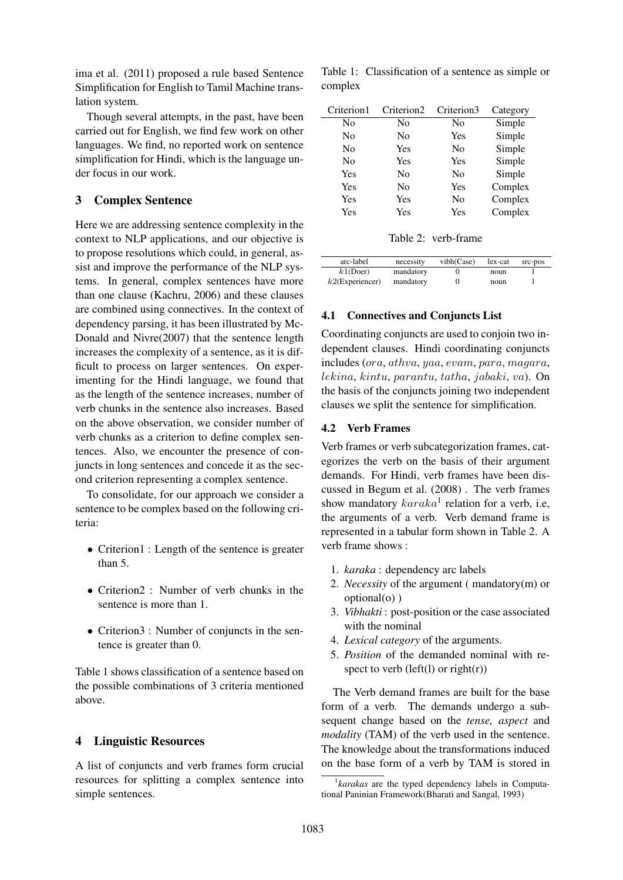ima et al. (2011) proposed a rule based Sentence Simplification for English to Tamil Machine translation system.

Though several attempts, in the past, have been carried out for English, we find few work on other languages. We find, no reported work on sentence simplification for Hindi, which is the language under focus in our work.

## 3 Complex Sentence

Here we are addressing sentence complexity in the context to NLP applications, and our objective is to propose resolutions which could, in general, assist and improve the performance of the NLP systems. In general, complex sentences have more than one clause (Kachru, 2006) and these clauses are combined using connectives. In the context of dependency parsing, it has been illustrated by McDonald and Nivre(2007) that the sentence length increases the complexity of a sentence, as it is difficult to process on larger sentences. On experimenting for the Hindi language, we found that as the length of the sentence increases, number of verb chunks in the sentence also increases. Based on the above observation, we consider number of verb chunks as a criterion to define complex sentences. Also, we encounter the presence of conjuncts in long sentences and concede it as the second criterion representing a complex sentence.

To consolidate, for our approach we consider a sentence to be complex based on the following criteria:

- Criterion1 : Length of the sentence is greater than 5.
- Criterion2 : Number of verb chunks in the sentence is more than 1.
- Criterion3 : Number of conjuncts in the sentence is greater than 0.

Table 1 shows classification of a sentence based on the possible combinations of 3 criteria mentioned above.

Table 1: Classification of a sentence as simple or complex

| Criterion1 | Criterion2 | Criterion3 | Category |
|---|---|---|---|
| No | No | No | Simple |
| No | No | Yes | Simple |
| No | Yes | No | Simple |
| No | Yes | Yes | Simple |
| Yes | No | No | Simple |
| Yes | No | Yes | Complex |
| Yes | Yes | No | Complex |
| Yes | Yes | Yes | Complex |

Table 2: verb-frame

| arc-label | necessity | vibh(Case) | lex-cat | src-pos |
|---|---|---|---|---|
| $k1$(Doer) | mandatory | 0 | noun | l |
| $k2$(Experiencer) | mandatory | 0 | noun | l |

## 4 Linguistic Resources

A list of conjuncts and verb frames form crucial resources for splitting a complex sentence into simple sentences.

### 4.1 Connectives and Conjuncts List

Coordinating conjuncts are used to conjoin two independent clauses. Hindi coordinating conjuncts includes ($ora$, $athva$, $yaa$, $evam$, $para$, $magara$, $lekina$, $kintu$, $parantu$, $tatha$, $jabaki$, $va$). On the basis of the conjuncts joining two independent clauses we split the sentence for simplification.

### 4.2 Verb Frames

Verb frames or verb subcategorization frames, categorizes the verb on the basis of their argument demands. For Hindi, verb frames have been discussed in Begum et al. (2008) . The verb frames show mandatory $karaka$[1] relation for a verb, i.e, the arguments of a verb. Verb demand frame is represented in a tabular form shown in Table 2. A verb frame shows :

1. *karaka* : dependency arc labels
2. *Necessity* of the argument ( mandatory(m) or optional(o) )
3. *Vibhakti* : post-position or the case associated with the nominal
4. *Lexical category* of the arguments.
5. *Position* of the demanded nominal with respect to verb (left(l) or right(r))

The Verb demand frames are built for the base form of a verb. The demands undergo a subsequent change based on the *tense, aspect* and *modality* (TAM) of the verb used in the sentence. The knowledge about the transformations induced on the base form of a verb by TAM is stored in

[1] *karakas* are the typed dependency labels in Computational Paninian Framework(Bharati and Sangal, 1993)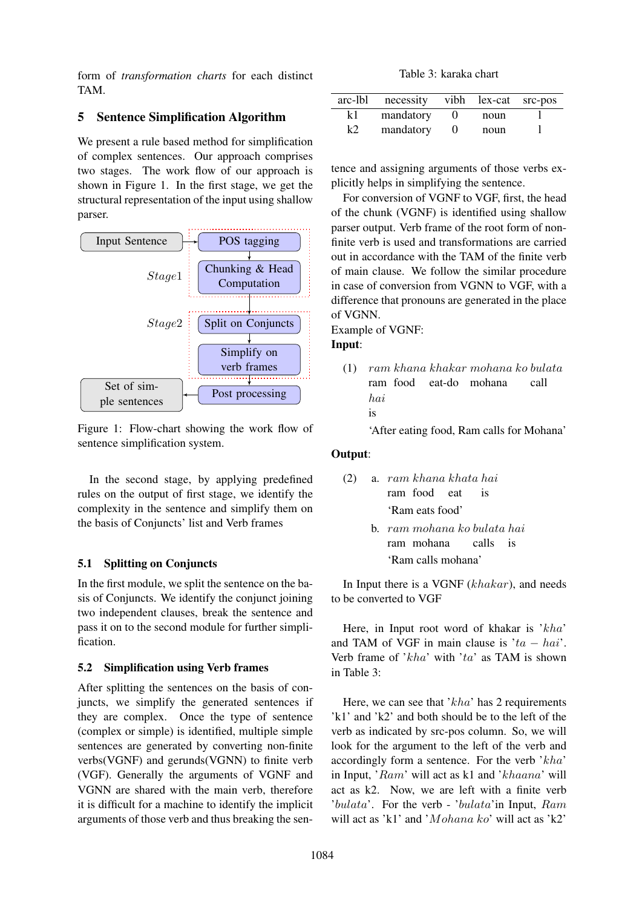form of *transformation charts* for each distinct TAM.

## 5 Sentence Simplification Algorithm

We present a rule based method for simplification of complex sentences. Our approach comprises two stages. The work flow of our approach is shown in Figure 1. In the first stage, we get the structural representation of the input using shallow parser.

Figure 1: Flow-chart showing the work flow of sentence simplification system.

In the second stage, by applying predefined rules on the output of first stage, we identify the complexity in the sentence and simplify them on the basis of Conjuncts' list and Verb frames

### 5.1 Splitting on Conjuncts

In the first module, we split the sentence on the basis of Conjuncts. We identify the conjunct joining two independent clauses, break the sentence and pass it on to the second module for further simplification.

### 5.2 Simplification using Verb frames

After splitting the sentences on the basis of conjuncts, we simplify the generated sentences if they are complex. Once the type of sentence (complex or simple) is identified, multiple simple sentences are generated by converting non-finite verbs(VGNF) and gerunds(VGNN) to finite verb (VGF). Generally the arguments of VGNF and VGNN are shared with the main verb, therefore it is difficult for a machine to identify the implicit arguments of those verb and thus breaking the sentence and assigning arguments of those verbs explicitly helps in simplifying the sentence.

For conversion of VGNF to VGF, first, the head of the chunk (VGNF) is identified using shallow parser output. Verb frame of the root form of non-finite verb is used and transformations are carried out in accordance with the TAM of the finite verb of main clause. We follow the similar procedure in case of conversion from VGNN to VGF, with a difference that pronouns are generated in the place of VGNN.

Example of VGNF:

**Input**:

(1) *ram khana khakar mohana ko bulata hai*
ram food eat-do mohana call is
'After eating food, Ram calls for Mohana'

**Output**:

(2) a. *ram khana khata hai*
ram food eat is
'Ram eats food'

b. *ram mohana ko bulata hai*
ram mohana calls is
'Ram calls mohana'

In Input there is a VGNF (*khakar*), and needs to be converted to VGF

Here, in Input root word of khakar is '*kha*' and TAM of VGF in main clause is '*ta − hai*'. Verb frame of '*kha*' with '*ta*' as TAM is shown in Table 3:

Table 3: karaka chart

| arc-lbl | necessity | vibh | lex-cat | src-pos |
|---|---|---|---|---|
| k1 | mandatory | 0 | noun | l |
| k2 | mandatory | 0 | noun | l |

Here, we can see that '*kha*' has 2 requirements 'k1' and 'k2' and both should be to the left of the verb as indicated by src-pos column. So, we will look for the argument to the left of the verb and accordingly form a sentence. For the verb '*kha*' in Input, '*Ram*' will act as k1 and '*khaana*' will act as k2. Now, we are left with a finite verb '*bulata*'. For the verb - '*bulata*'in Input, *Ram* will act as 'k1' and '*Mohana ko*' will act as 'k2'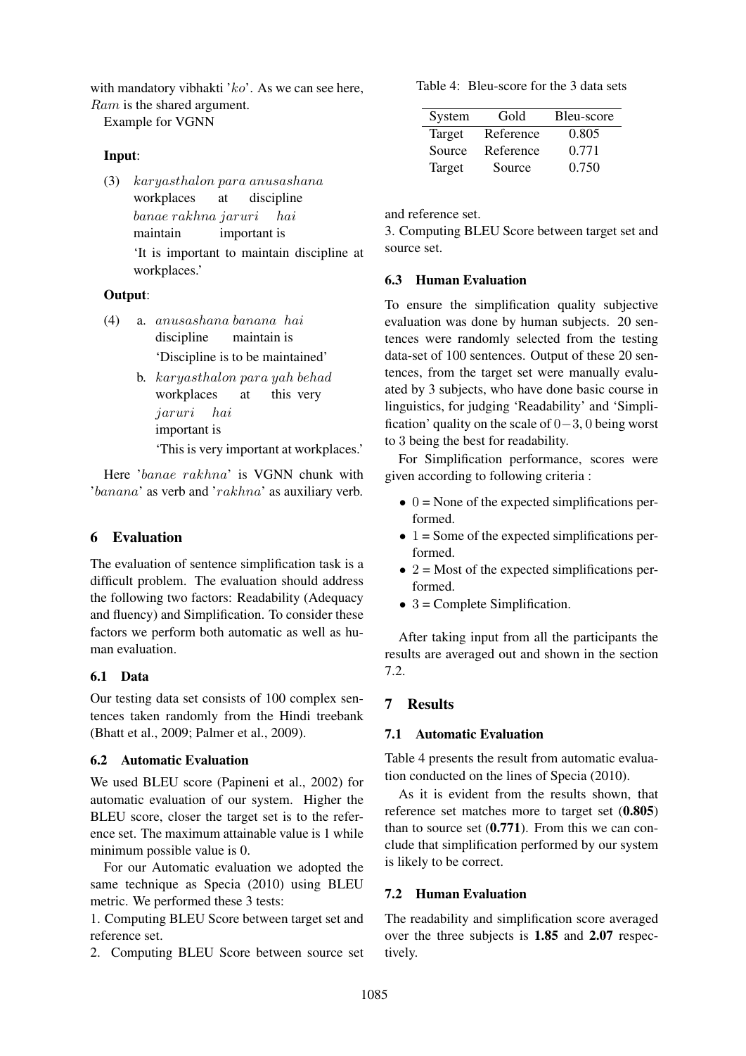with mandatory vibhakti '*ko*'. As we can see here, *Ram* is the shared argument.

Example for VGNN

**Input**:

(3) *karyasthalon para anusashana*
workplaces at discipline
*banae rakhna jaruri hai*
maintain important is
'It is important to maintain discipline at workplaces.'

**Output**:

(4) a. *anusashana banana hai*
discipline maintain is
'Discipline is to be maintained'

b. *karyasthalon para yah behad*
workplaces at this very
*jaruri hai*
important is
'This is very important at workplaces.'

Here '*banae rakhna*' is VGNN chunk with '*banana*' as verb and '*rakhna*' as auxiliary verb.

## 6 Evaluation

The evaluation of sentence simplification task is a difficult problem. The evaluation should address the following two factors: Readability (Adequacy and fluency) and Simplification. To consider these factors we perform both automatic as well as human evaluation.

### 6.1 Data

Our testing data set consists of 100 complex sentences taken randomly from the Hindi treebank (Bhatt et al., 2009; Palmer et al., 2009).

### 6.2 Automatic Evaluation

We used BLEU score (Papineni et al., 2002) for automatic evaluation of our system. Higher the BLEU score, closer the target set is to the reference set. The maximum attainable value is 1 while minimum possible value is 0.

For our Automatic evaluation we adopted the same technique as Specia (2010) using BLEU metric. We performed these 3 tests:

1. Computing BLEU Score between target set and reference set.
2. Computing BLEU Score between source set and reference set.
3. Computing BLEU Score between target set and source set.

Table 4: Bleu-score for the 3 data sets

| System | Gold | Bleu-score |
|---|---|---|
| Target | Reference | 0.805 |
| Source | Reference | 0.771 |
| Target | Source | 0.750 |

### 6.3 Human Evaluation

To ensure the simplification quality subjective evaluation was done by human subjects. 20 sentences were randomly selected from the testing data-set of 100 sentences. Output of these 20 sentences, from the target set were manually evaluated by 3 subjects, who have done basic course in linguistics, for judging 'Readability' and 'Simplification' quality on the scale of $0-3$, 0 being worst to 3 being the best for readability.

For Simplification performance, scores were given according to following criteria :

- $0$ = None of the expected simplifications performed.
- $1$ = Some of the expected simplifications performed.
- $2$ = Most of the expected simplifications performed.
- $3$ = Complete Simplification.

After taking input from all the participants the results are averaged out and shown in the section 7.2.

## 7 Results

### 7.1 Automatic Evaluation

Table 4 presents the result from automatic evaluation conducted on the lines of Specia (2010).

As it is evident from the results shown, that reference set matches more to target set (**0.805**) than to source set (**0.771**). From this we can conclude that simplification performed by our system is likely to be correct.

### 7.2 Human Evaluation

The readability and simplification score averaged over the three subjects is **1.85** and **2.07** respectively.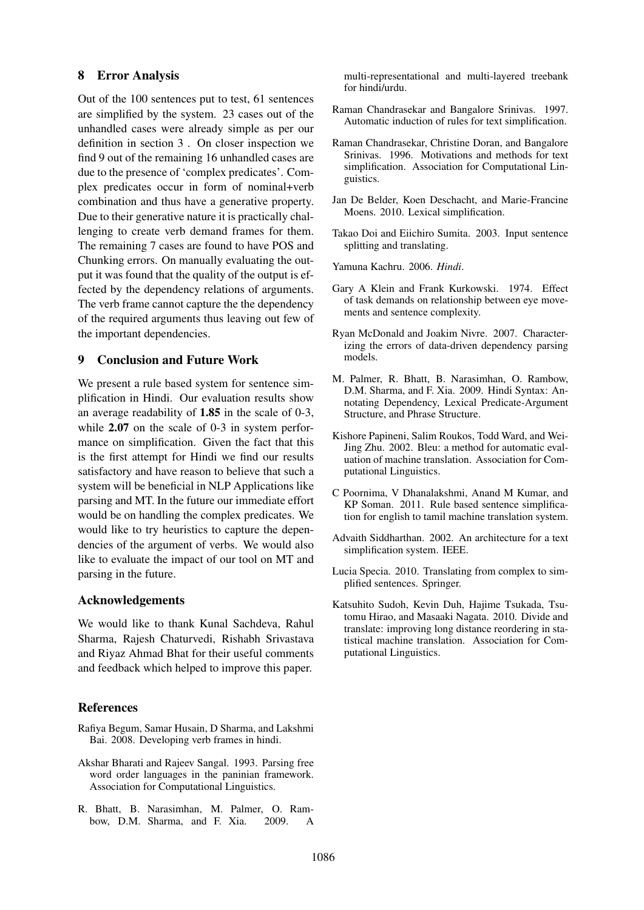## 8 Error Analysis

Out of the 100 sentences put to test, 61 sentences are simplified by the system. 23 cases out of the unhandled cases were already simple as per our definition in section 3 . On closer inspection we find 9 out of the remaining 16 unhandled cases are due to the presence of 'complex predicates'. Complex predicates occur in form of nominal+verb combination and thus have a generative property. Due to their generative nature it is practically challenging to create verb demand frames for them. The remaining 7 cases are found to have POS and Chunking errors. On manually evaluating the output it was found that the quality of the output is effected by the dependency relations of arguments. The verb frame cannot capture the the dependency of the required arguments thus leaving out few of the important dependencies.

## 9 Conclusion and Future Work

We present a rule based system for sentence simplification in Hindi. Our evaluation results show an average readability of **1.85** in the scale of 0-3, while **2.07** on the scale of 0-3 in system performance on simplification. Given the fact that this is the first attempt for Hindi we find our results satisfactory and have reason to believe that such a system will be beneficial in NLP Applications like parsing and MT. In the future our immediate effort would be on handling the complex predicates. We would like to try heuristics to capture the dependencies of the argument of verbs. We would also like to evaluate the impact of our tool on MT and parsing in the future.

## Acknowledgements

We would like to thank Kunal Sachdeva, Rahul Sharma, Rajesh Chaturvedi, Rishabh Srivastava and Riyaz Ahmad Bhat for their useful comments and feedback which helped to improve this paper.

## References

Rafiya Begum, Samar Husain, D Sharma, and Lakshmi Bai. 2008. Developing verb frames in hindi.

Akshar Bharati and Rajeev Sangal. 1993. Parsing free word order languages in the paninian framework. Association for Computational Linguistics.

R. Bhatt, B. Narasimhan, M. Palmer, O. Rambow, D.M. Sharma, and F. Xia. 2009. A multi-representational and multi-layered treebank for hindi/urdu.

Raman Chandrasekar and Bangalore Srinivas. 1997. Automatic induction of rules for text simplification.

Raman Chandrasekar, Christine Doran, and Bangalore Srinivas. 1996. Motivations and methods for text simplification. Association for Computational Linguistics.

Jan De Belder, Koen Deschacht, and Marie-Francine Moens. 2010. Lexical simplification.

Takao Doi and Eiichiro Sumita. 2003. Input sentence splitting and translating.

Yamuna Kachru. 2006. *Hindi*.

Gary A Klein and Frank Kurkowski. 1974. Effect of task demands on relationship between eye movements and sentence complexity.

Ryan McDonald and Joakim Nivre. 2007. Characterizing the errors of data-driven dependency parsing models.

M. Palmer, R. Bhatt, B. Narasimhan, O. Rambow, D.M. Sharma, and F. Xia. 2009. Hindi Syntax: Annotating Dependency, Lexical Predicate-Argument Structure, and Phrase Structure.

Kishore Papineni, Salim Roukos, Todd Ward, and Wei-Jing Zhu. 2002. Bleu: a method for automatic evaluation of machine translation. Association for Computational Linguistics.

C Poornima, V Dhanalakshmi, Anand M Kumar, and KP Soman. 2011. Rule based sentence simplification for english to tamil machine translation system.

Advaith Siddharthan. 2002. An architecture for a text simplification system. IEEE.

Lucia Specia. 2010. Translating from complex to simplified sentences. Springer.

Katsuhito Sudoh, Kevin Duh, Hajime Tsukada, Tsutomu Hirao, and Masaaki Nagata. 2010. Divide and translate: improving long distance reordering in statistical machine translation. Association for Computational Linguistics.